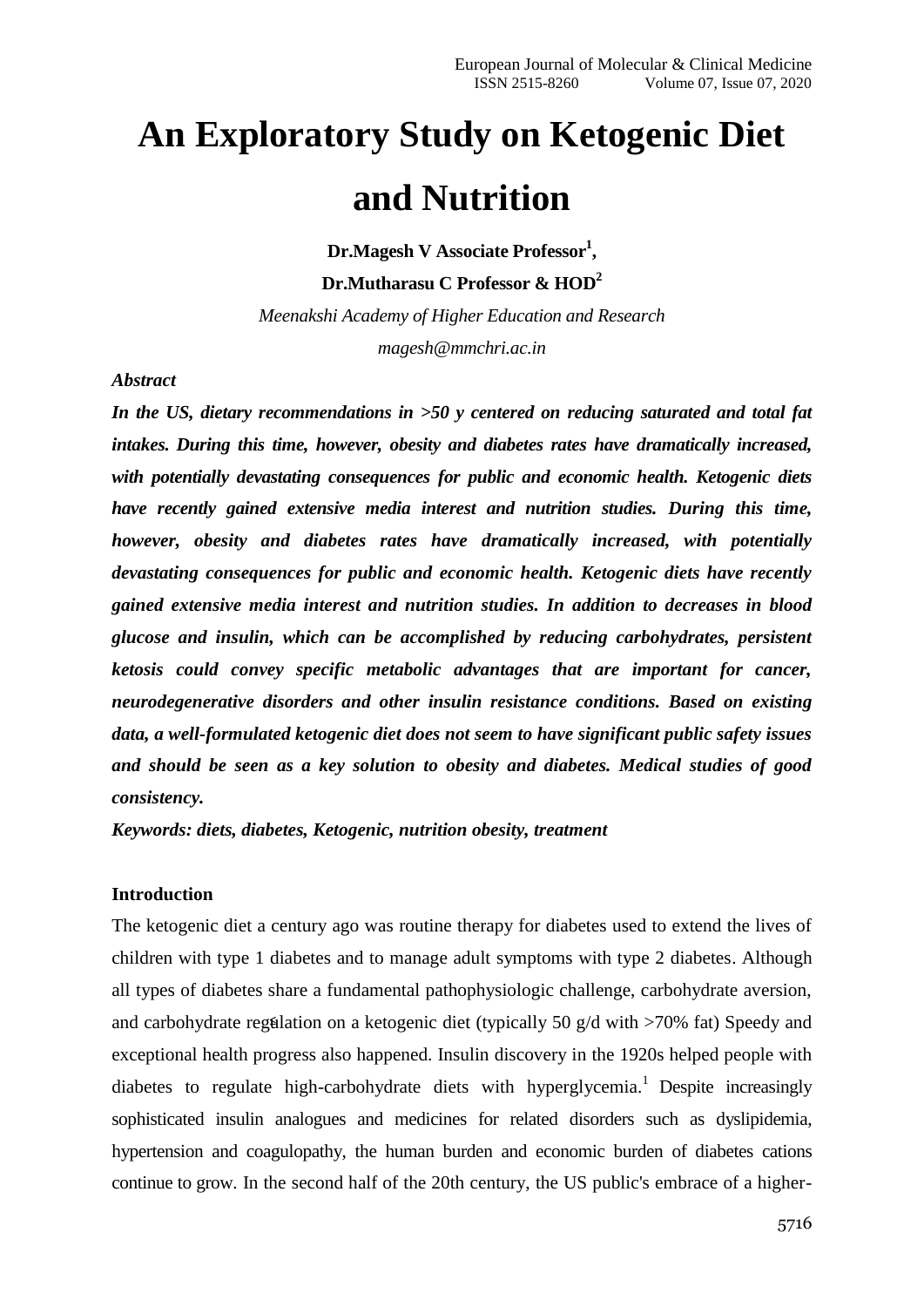# An Exploratory Study on Ketogenic Diet and Nutrition

**Dr.Magesh V Associate Professor[1],**

**Dr.Mutharasu C Professor & HOD[2]**

*Meenakshi Academy of Higher Education and Research*

*magesh@mmchri.ac.in*

***Abstract***

***In the US, dietary recommendations in >50 y centered on reducing saturated and total fat intakes. During this time, however, obesity and diabetes rates have dramatically increased, with potentially devastating consequences for public and economic health. Ketogenic diets have recently gained extensive media interest and nutrition studies. During this time, however, obesity and diabetes rates have dramatically increased, with potentially devastating consequences for public and economic health. Ketogenic diets have recently gained extensive media interest and nutrition studies. In addition to decreases in blood glucose and insulin, which can be accomplished by reducing carbohydrates, persistent ketosis could convey specific metabolic advantages that are important for cancer, neurodegenerative disorders and other insulin resistance conditions. Based on existing data, a well-formulated ketogenic diet does not seem to have significant public safety issues and should be seen as a key solution to obesity and diabetes. Medical studies of good consistency.***

***Keywords: diets, diabetes, Ketogenic, nutrition obesity, treatment***

**Introduction**

The ketogenic diet a century ago was routine therapy for diabetes used to extend the lives of children with type 1 diabetes and to manage adult symptoms with type 2 diabetes. Although all types of diabetes share a fundamental pathophysiologic challenge, carbohydrate aversion, and carbohydrate regulation on a ketogenic diet (typically 50 g/d with >70% fat) Speedy and exceptional health progress also happened. Insulin discovery in the 1920s helped people with diabetes to regulate high-carbohydrate diets with hyperglycemia.[1] Despite increasingly sophisticated insulin analogues and medicines for related disorders such as dyslipidemia, hypertension and coagulopathy, the human burden and economic burden of diabetes cations continue to grow. In the second half of the 20th century, the US public's embrace of a higher-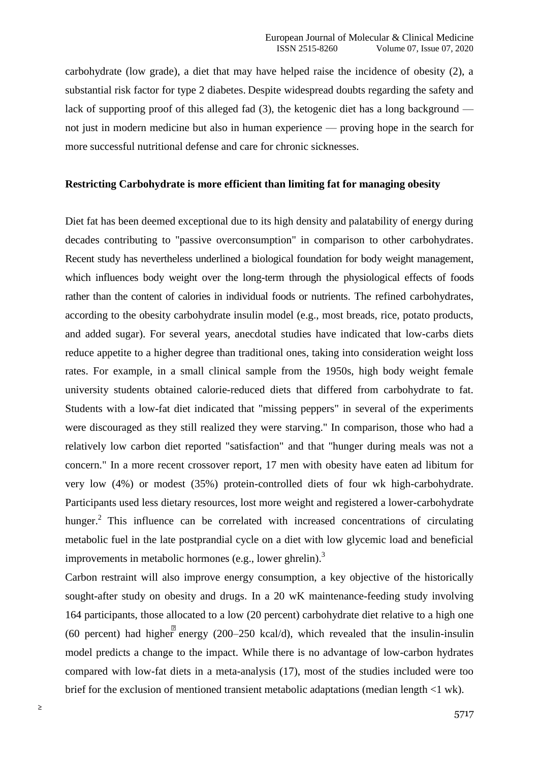carbohydrate (low grade), a diet that may have helped raise the incidence of obesity (2), a substantial risk factor for type 2 diabetes. Despite widespread doubts regarding the safety and lack of supporting proof of this alleged fad (3), the ketogenic diet has a long background — not just in modern medicine but also in human experience — proving hope in the search for more successful nutritional defense and care for chronic sicknesses.

**Restricting Carbohydrate is more efficient than limiting fat for managing obesity**

Diet fat has been deemed exceptional due to its high density and palatability of energy during decades contributing to "passive overconsumption" in comparison to other carbohydrates. Recent study has nevertheless underlined a biological foundation for body weight management, which influences body weight over the long-term through the physiological effects of foods rather than the content of calories in individual foods or nutrients. The refined carbohydrates, according to the obesity carbohydrate insulin model (e.g., most breads, rice, potato products, and added sugar). For several years, anecdotal studies have indicated that low-carbs diets reduce appetite to a higher degree than traditional ones, taking into consideration weight loss rates. For example, in a small clinical sample from the 1950s, high body weight female university students obtained calorie-reduced diets that differed from carbohydrate to fat. Students with a low-fat diet indicated that "missing peppers" in several of the experiments were discouraged as they still realized they were starving." In comparison, those who had a relatively low carbon diet reported "satisfaction" and that "hunger during meals was not a concern." In a more recent crossover report, 17 men with obesity have eaten ad libitum for very low (4%) or modest (35%) protein-controlled diets of four wk high-carbohydrate. Participants used less dietary resources, lost more weight and registered a lower-carbohydrate hunger.[2] This influence can be correlated with increased concentrations of circulating metabolic fuel in the late postprandial cycle on a diet with low glycemic load and beneficial improvements in metabolic hormones (e.g., lower ghrelin).[3]

Carbon restraint will also improve energy consumption, a key objective of the historically sought-after study on obesity and drugs. In a 20 wK maintenance-feeding study involving 164 participants, those allocated to a low (20 percent) carbohydrate diet relative to a high one (60 percent) had higher energy (200–250 kcal/d), which revealed that the insulin-insulin model predicts a change to the impact. While there is no advantage of low-carbon hydrates compared with low-fat diets in a meta-analysis (17), most of the studies included were too brief for the exclusion of mentioned transient metabolic adaptations (median length <1 wk).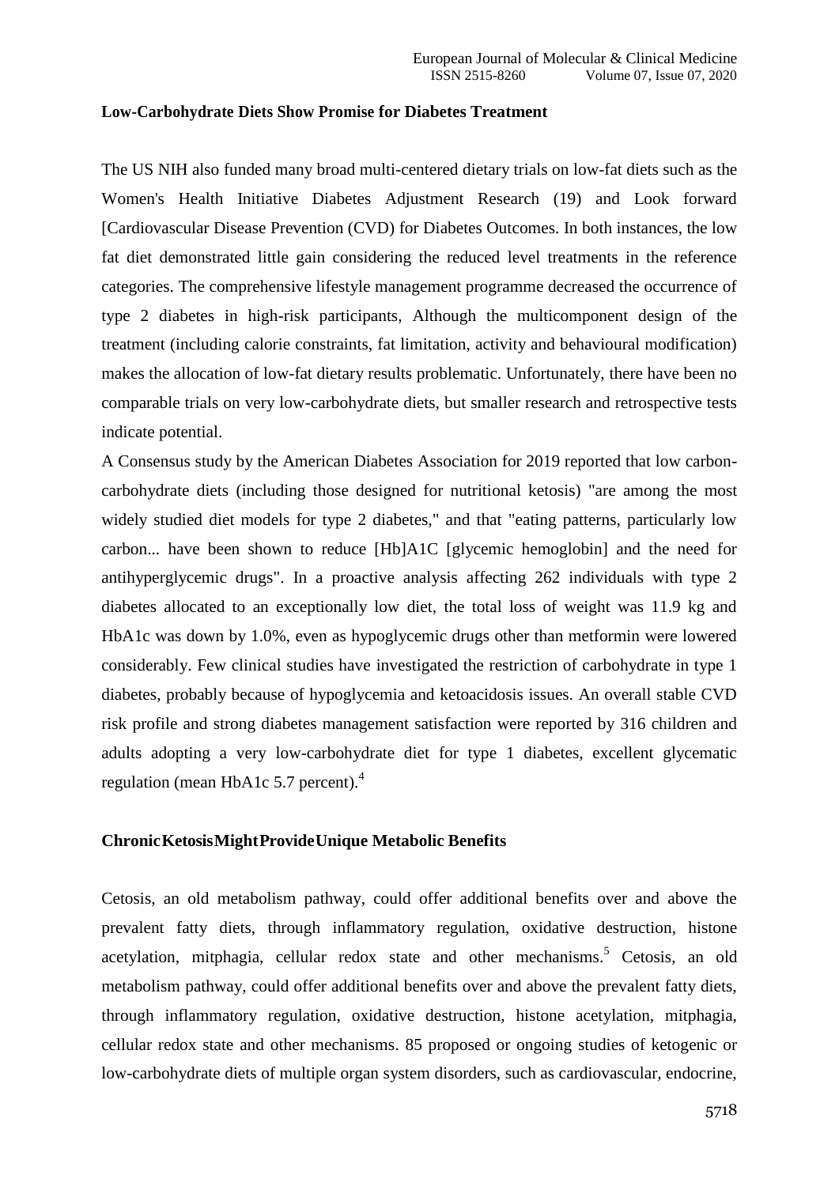**Low-Carbohydrate Diets Show Promise for Diabetes Treatment**

The US NIH also funded many broad multi-centered dietary trials on low-fat diets such as the Women's Health Initiative Diabetes Adjustment Research (19) and Look forward [Cardiovascular Disease Prevention (CVD) for Diabetes Outcomes. In both instances, the low fat diet demonstrated little gain considering the reduced level treatments in the reference categories. The comprehensive lifestyle management programme decreased the occurrence of type 2 diabetes in high-risk participants, Although the multicomponent design of the treatment (including calorie constraints, fat limitation, activity and behavioural modification) makes the allocation of low-fat dietary results problematic. Unfortunately, there have been no comparable trials on very low-carbohydrate diets, but smaller research and retrospective tests indicate potential.

A Consensus study by the American Diabetes Association for 2019 reported that low carbon-carbohydrate diets (including those designed for nutritional ketosis) "are among the most widely studied diet models for type 2 diabetes," and that "eating patterns, particularly low carbon... have been shown to reduce [Hb]A1C [glycemic hemoglobin] and the need for antihyperglycemic drugs". In a proactive analysis affecting 262 individuals with type 2 diabetes allocated to an exceptionally low diet, the total loss of weight was 11.9 kg and HbA1c was down by 1.0%, even as hypoglycemic drugs other than metformin were lowered considerably. Few clinical studies have investigated the restriction of carbohydrate in type 1 diabetes, probably because of hypoglycemia and ketoacidosis issues. An overall stable CVD risk profile and strong diabetes management satisfaction were reported by 316 children and adults adopting a very low-carbohydrate diet for type 1 diabetes, excellent glycematic regulation (mean HbA1c 5.7 percent).[4]

**ChronicKetosisMightProvideUnique Metabolic Benefits**

Cetosis, an old metabolism pathway, could offer additional benefits over and above the prevalent fatty diets, through inflammatory regulation, oxidative destruction, histone acetylation, mitphagia, cellular redox state and other mechanisms.[5] Cetosis, an old metabolism pathway, could offer additional benefits over and above the prevalent fatty diets, through inflammatory regulation, oxidative destruction, histone acetylation, mitphagia, cellular redox state and other mechanisms. 85 proposed or ongoing studies of ketogenic or low-carbohydrate diets of multiple organ system disorders, such as cardiovascular, endocrine,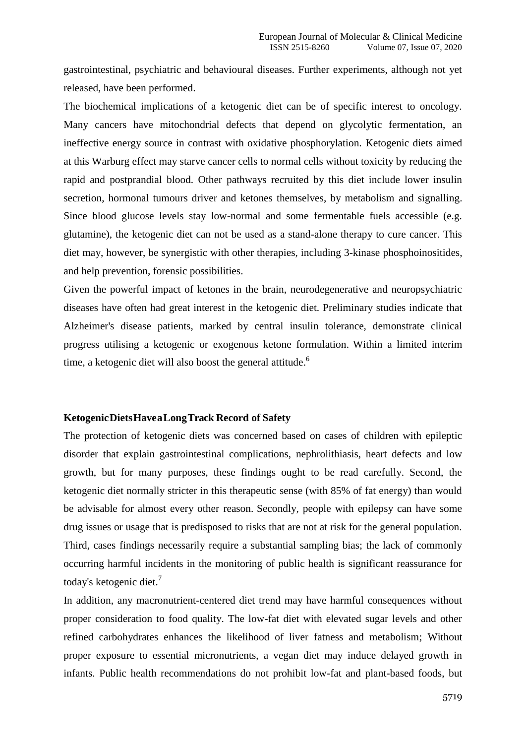gastrointestinal, psychiatric and behavioural diseases. Further experiments, although not yet released, have been performed.

The biochemical implications of a ketogenic diet can be of specific interest to oncology. Many cancers have mitochondrial defects that depend on glycolytic fermentation, an ineffective energy source in contrast with oxidative phosphorylation. Ketogenic diets aimed at this Warburg effect may starve cancer cells to normal cells without toxicity by reducing the rapid and postprandial blood. Other pathways recruited by this diet include lower insulin secretion, hormonal tumours driver and ketones themselves, by metabolism and signalling. Since blood glucose levels stay low-normal and some fermentable fuels accessible (e.g. glutamine), the ketogenic diet can not be used as a stand-alone therapy to cure cancer. This diet may, however, be synergistic with other therapies, including 3-kinase phosphoinositides, and help prevention, forensic possibilities.

Given the powerful impact of ketones in the brain, neurodegenerative and neuropsychiatric diseases have often had great interest in the ketogenic diet. Preliminary studies indicate that Alzheimer's disease patients, marked by central insulin tolerance, demonstrate clinical progress utilising a ketogenic or exogenous ketone formulation. Within a limited interim time, a ketogenic diet will also boost the general attitude.[6]

**KetogenicDietsHaveaLongTrack Record of Safety**

The protection of ketogenic diets was concerned based on cases of children with epileptic disorder that explain gastrointestinal complications, nephrolithiasis, heart defects and low growth, but for many purposes, these findings ought to be read carefully. Second, the ketogenic diet normally stricter in this therapeutic sense (with 85% of fat energy) than would be advisable for almost every other reason. Secondly, people with epilepsy can have some drug issues or usage that is predisposed to risks that are not at risk for the general population. Third, cases findings necessarily require a substantial sampling bias; the lack of commonly occurring harmful incidents in the monitoring of public health is significant reassurance for today's ketogenic diet.[7]

In addition, any macronutrient-centered diet trend may have harmful consequences without proper consideration to food quality. The low-fat diet with elevated sugar levels and other refined carbohydrates enhances the likelihood of liver fatness and metabolism; Without proper exposure to essential micronutrients, a vegan diet may induce delayed growth in infants. Public health recommendations do not prohibit low-fat and plant-based foods, but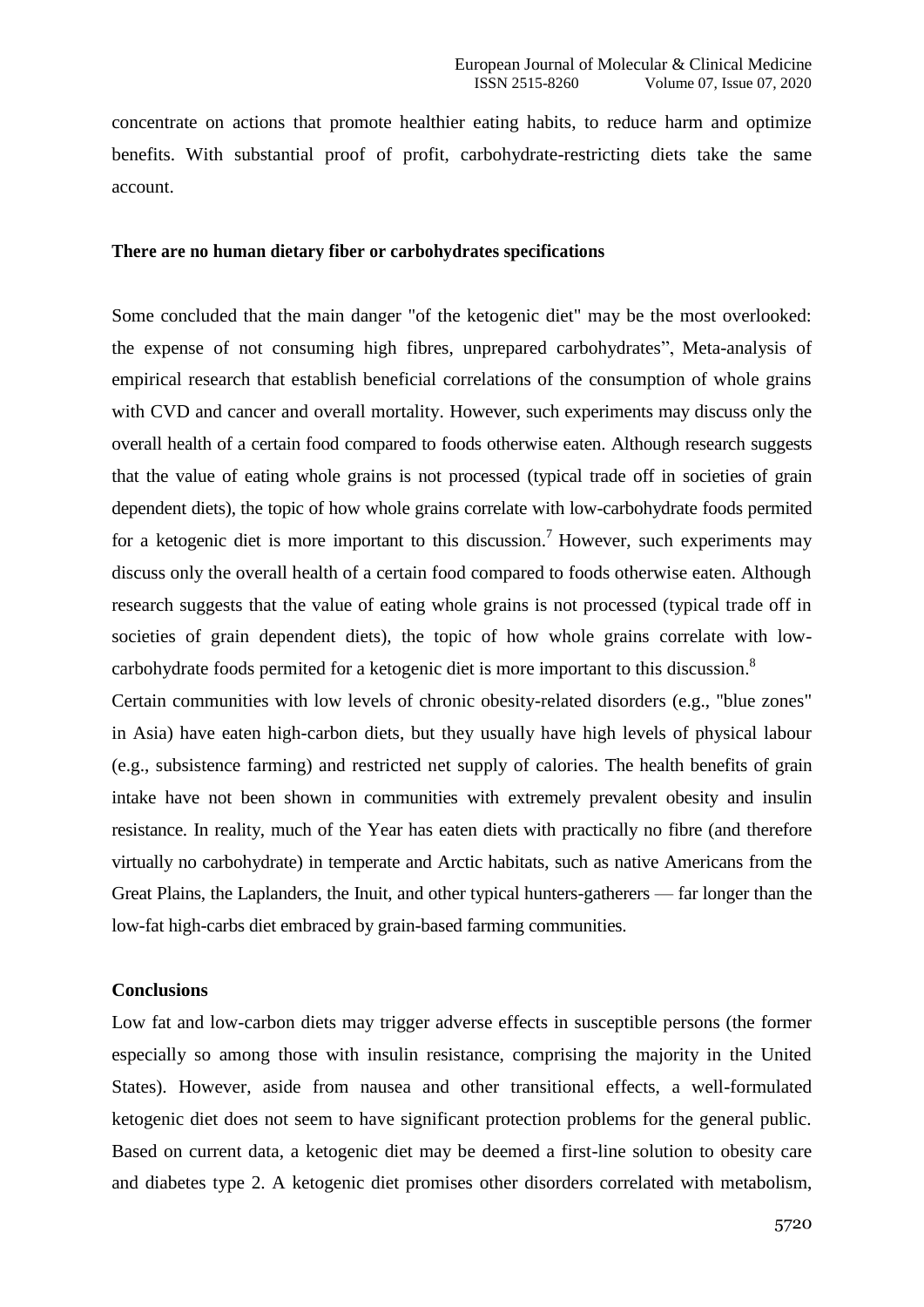concentrate on actions that promote healthier eating habits, to reduce harm and optimize benefits. With substantial proof of profit, carbohydrate-restricting diets take the same account.

**There are no human dietary fiber or carbohydrates specifications**

Some concluded that the main danger "of the ketogenic diet" may be the most overlooked: the expense of not consuming high fibres, unprepared carbohydrates", Meta-analysis of empirical research that establish beneficial correlations of the consumption of whole grains with CVD and cancer and overall mortality. However, such experiments may discuss only the overall health of a certain food compared to foods otherwise eaten. Although research suggests that the value of eating whole grains is not processed (typical trade off in societies of grain dependent diets), the topic of how whole grains correlate with low-carbohydrate foods permited for a ketogenic diet is more important to this discussion.[7] However, such experiments may discuss only the overall health of a certain food compared to foods otherwise eaten. Although research suggests that the value of eating whole grains is not processed (typical trade off in societies of grain dependent diets), the topic of how whole grains correlate with low-carbohydrate foods permited for a ketogenic diet is more important to this discussion.[8]

Certain communities with low levels of chronic obesity-related disorders (e.g., "blue zones" in Asia) have eaten high-carbon diets, but they usually have high levels of physical labour (e.g., subsistence farming) and restricted net supply of calories. The health benefits of grain intake have not been shown in communities with extremely prevalent obesity and insulin resistance. In reality, much of the Year has eaten diets with practically no fibre (and therefore virtually no carbohydrate) in temperate and Arctic habitats, such as native Americans from the Great Plains, the Laplanders, the Inuit, and other typical hunters-gatherers — far longer than the low-fat high-carbs diet embraced by grain-based farming communities.

**Conclusions**

Low fat and low-carbon diets may trigger adverse effects in susceptible persons (the former especially so among those with insulin resistance, comprising the majority in the United States). However, aside from nausea and other transitional effects, a well-formulated ketogenic diet does not seem to have significant protection problems for the general public. Based on current data, a ketogenic diet may be deemed a first-line solution to obesity care and diabetes type 2. A ketogenic diet promises other disorders correlated with metabolism,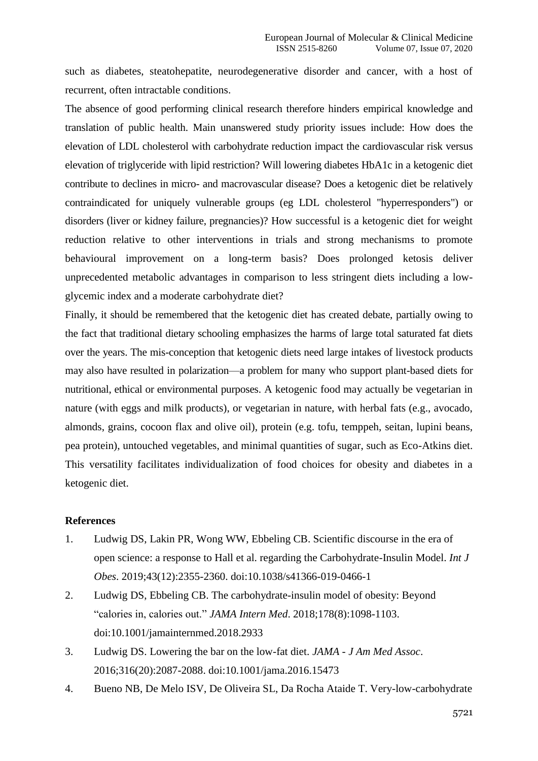such as diabetes, steatohepatite, neurodegenerative disorder and cancer, with a host of recurrent, often intractable conditions.

The absence of good performing clinical research therefore hinders empirical knowledge and translation of public health. Main unanswered study priority issues include: How does the elevation of LDL cholesterol with carbohydrate reduction impact the cardiovascular risk versus elevation of triglyceride with lipid restriction? Will lowering diabetes HbA1c in a ketogenic diet contribute to declines in micro- and macrovascular disease? Does a ketogenic diet be relatively contraindicated for uniquely vulnerable groups (eg LDL cholesterol "hyperresponders") or disorders (liver or kidney failure, pregnancies)? How successful is a ketogenic diet for weight reduction relative to other interventions in trials and strong mechanisms to promote behavioural improvement on a long-term basis? Does prolonged ketosis deliver unprecedented metabolic advantages in comparison to less stringent diets including a low-glycemic index and a moderate carbohydrate diet?

Finally, it should be remembered that the ketogenic diet has created debate, partially owing to the fact that traditional dietary schooling emphasizes the harms of large total saturated fat diets over the years. The mis-conception that ketogenic diets need large intakes of livestock products may also have resulted in polarization—a problem for many who support plant-based diets for nutritional, ethical or environmental purposes. A ketogenic food may actually be vegetarian in nature (with eggs and milk products), or vegetarian in nature, with herbal fats (e.g., avocado, almonds, grains, cocoon flax and olive oil), protein (e.g. tofu, temppeh, seitan, lupini beans, pea protein), untouched vegetables, and minimal quantities of sugar, such as Eco-Atkins diet. This versatility facilitates individualization of food choices for obesity and diabetes in a ketogenic diet.

**References**

1. Ludwig DS, Lakin PR, Wong WW, Ebbeling CB. Scientific discourse in the era of open science: a response to Hall et al. regarding the Carbohydrate-Insulin Model. *Int J Obes*. 2019;43(12):2355-2360. doi:10.1038/s41366-019-0466-1
2. Ludwig DS, Ebbeling CB. The carbohydrate-insulin model of obesity: Beyond "calories in, calories out." *JAMA Intern Med*. 2018;178(8):1098-1103. doi:10.1001/jamainternmed.2018.2933
3. Ludwig DS. Lowering the bar on the low-fat diet. *JAMA - J Am Med Assoc*. 2016;316(20):2087-2088. doi:10.1001/jama.2016.15473
4. Bueno NB, De Melo ISV, De Oliveira SL, Da Rocha Ataide T. Very-low-carbohydrate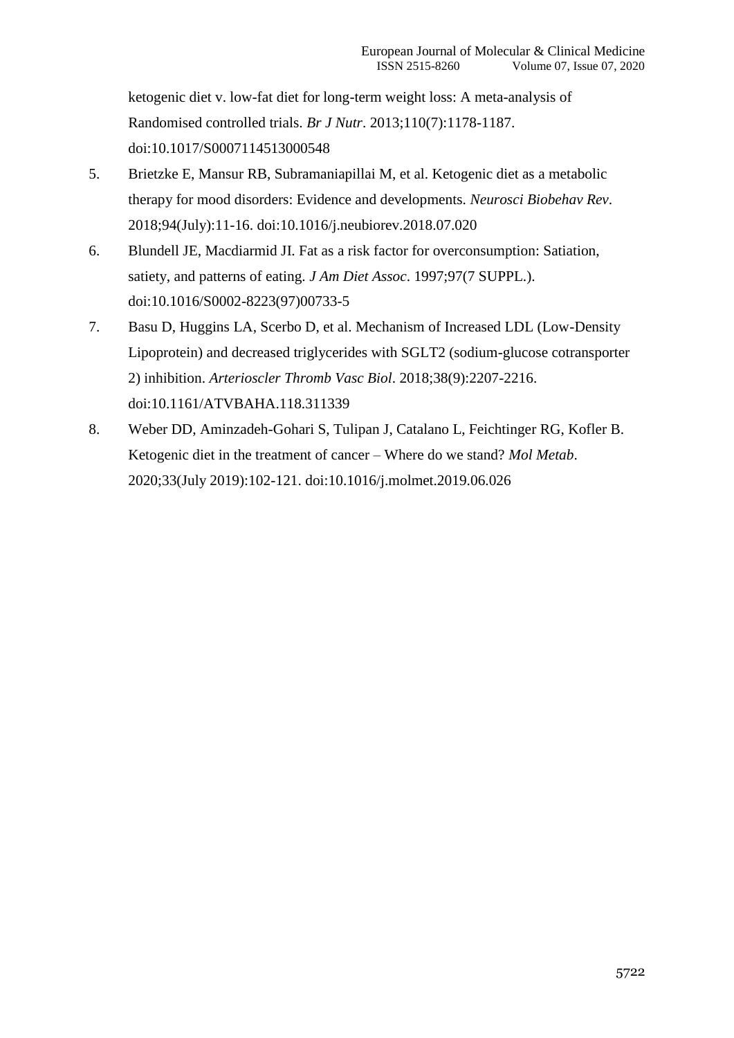ketogenic diet v. low-fat diet for long-term weight loss: A meta-analysis of Randomised controlled trials. *Br J Nutr*. 2013;110(7):1178-1187. doi:10.1017/S0007114513000548

5. Brietzke E, Mansur RB, Subramaniapillai M, et al. Ketogenic diet as a metabolic therapy for mood disorders: Evidence and developments. *Neurosci Biobehav Rev*. 2018;94(July):11-16. doi:10.1016/j.neubiorev.2018.07.020
6. Blundell JE, Macdiarmid JI. Fat as a risk factor for overconsumption: Satiation, satiety, and patterns of eating. *J Am Diet Assoc*. 1997;97(7 SUPPL.). doi:10.1016/S0002-8223(97)00733-5
7. Basu D, Huggins LA, Scerbo D, et al. Mechanism of Increased LDL (Low-Density Lipoprotein) and decreased triglycerides with SGLT2 (sodium-glucose cotransporter 2) inhibition. *Arterioscler Thromb Vasc Biol*. 2018;38(9):2207-2216. doi:10.1161/ATVBAHA.118.311339
8. Weber DD, Aminzadeh-Gohari S, Tulipan J, Catalano L, Feichtinger RG, Kofler B. Ketogenic diet in the treatment of cancer – Where do we stand? *Mol Metab*. 2020;33(July 2019):102-121. doi:10.1016/j.molmet.2019.06.026